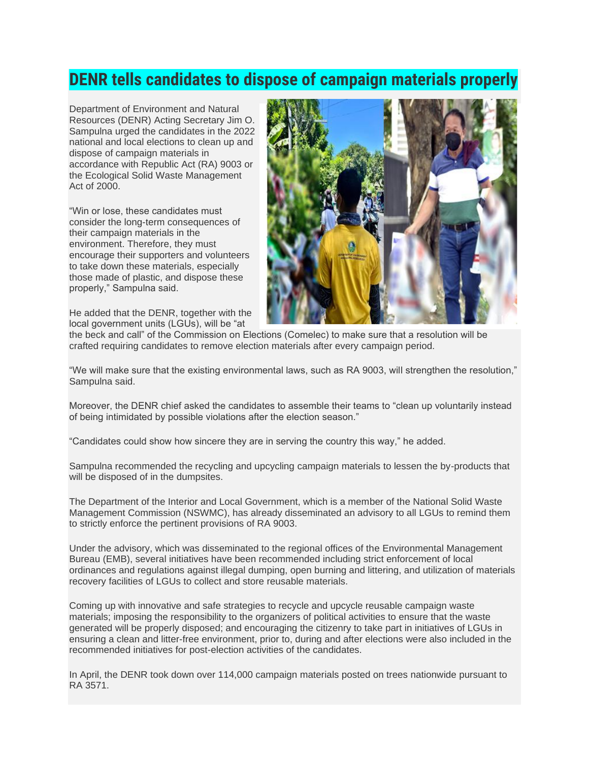# DENR tells candidates to dispose of campaign materials properly

Department of Environment and Natural Resources (DENR) Acting Secretary Jim O. Sampulna urged the candidates in the 2022 national and local elections to clean up and dispose of campaign materials in accordance with Republic Act (RA) 9003 or the Ecological Solid Waste Management Act of 2000.

"Win or lose, these candidates must consider the long-term consequences of their campaign materials in the environment. Therefore, they must encourage their supporters and volunteers to take down these materials, especially those made of plastic, and dispose these properly," Sampulna said.

He added that the DENR, together with the local government units (LGUs), will be "at the beck and call" of the Commission on Elections (Comelec) to make sure that a resolution will be crafted requiring candidates to remove election materials after every campaign period.

"We will make sure that the existing environmental laws, such as RA 9003, will strengthen the resolution," Sampulna said.

Moreover, the DENR chief asked the candidates to assemble their teams to "clean up voluntarily instead of being intimidated by possible violations after the election season."

"Candidates could show how sincere they are in serving the country this way," he added.

Sampulna recommended the recycling and upcycling campaign materials to lessen the by-products that will be disposed of in the dumpsites.

The Department of the Interior and Local Government, which is a member of the National Solid Waste Management Commission (NSWMC), has already disseminated an advisory to all LGUs to remind them to strictly enforce the pertinent provisions of RA 9003.

Under the advisory, which was disseminated to the regional offices of the Environmental Management Bureau (EMB), several initiatives have been recommended including strict enforcement of local ordinances and regulations against illegal dumping, open burning and littering, and utilization of materials recovery facilities of LGUs to collect and store reusable materials.

Coming up with innovative and safe strategies to recycle and upcycle reusable campaign waste materials; imposing the responsibility to the organizers of political activities to ensure that the waste generated will be properly disposed; and encouraging the citizenry to take part in initiatives of LGUs in ensuring a clean and litter-free environment, prior to, during and after elections were also included in the recommended initiatives for post-election activities of the candidates.

In April, the DENR took down over 114,000 campaign materials posted on trees nationwide pursuant to RA 3571.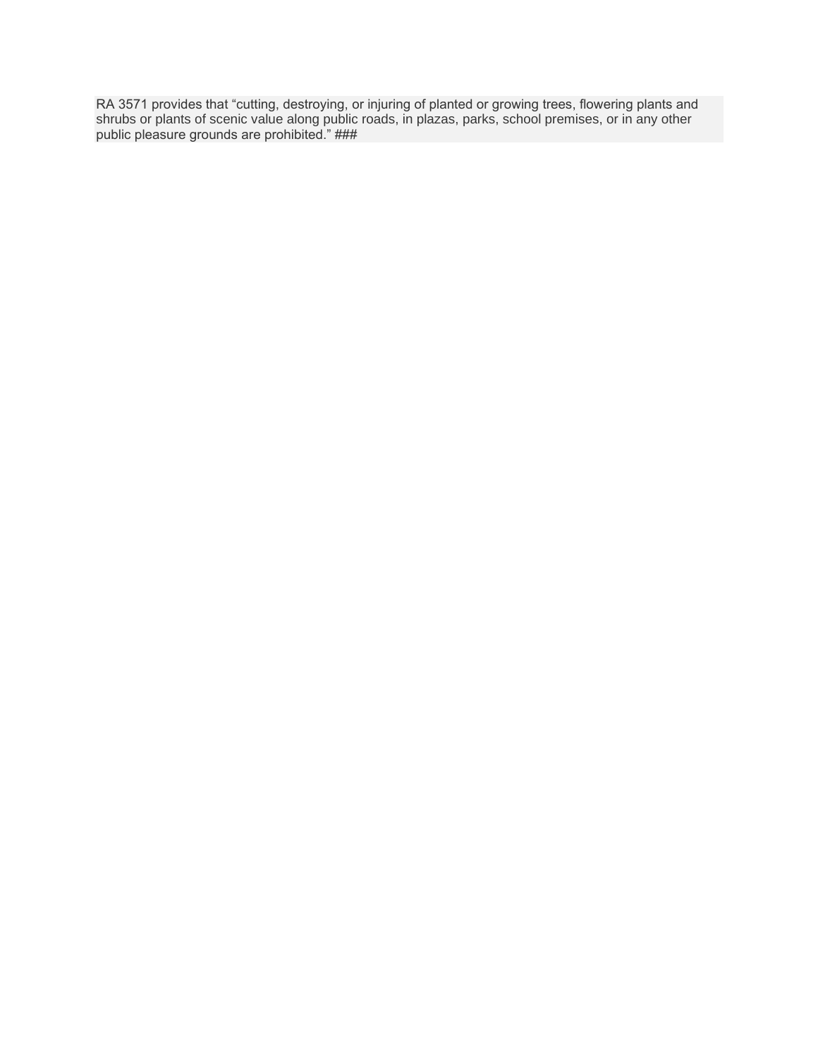RA 3571 provides that “cutting, destroying, or injuring of planted or growing trees, flowering plants and shrubs or plants of scenic value along public roads, in plazas, parks, school premises, or in any other public pleasure grounds are prohibited.” ###